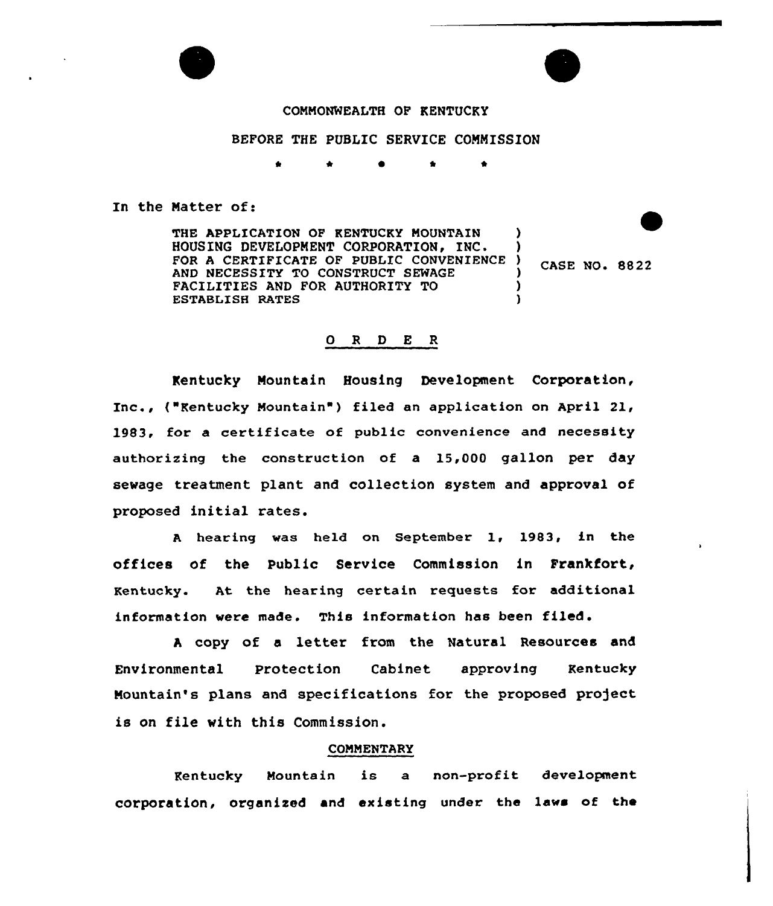COMMONWEALTH OF KENTUCKY

BEFORE THE PUBLIC SERVICE COMMISSION

\* \* \* \* \*

In the Matter of:

THE APPLICATION OF KENTUCKY MOUNTAIN HOUSING DEVELOPMENT CORPORATION, INC. FOR A CERTIFICATE OF PUBLIC CONVENIENCE AND NECESSITY TO CONSTRUCT SEWAGE FACILITIES AND FOR AUTHORITY TO ESTABLISH RATES ) CASE NO. 8822

## O R D E R

Kentucky Mountain Housing Development Corporation, Inc., ("Kentucky Mountain") filed an application on April 21, 1983, for a certificate of public convenience and necessity authorizing the construction of a 15,000 gallon per day sewage treatment plant and collection system and approval of proposed initial rates.

A hearing was held on September 1, 1983, in the offices of the Public Service Commission in Frankfort, Kentucky. At the hearing certain requests for additional information were made. This information has been filed.

A copy of a letter from the Natural Resources and Environmental Protection Cabinet approving Kentucky Mountain's plans and specifications for the proposed project is on file with this Commission.

### COMMENTARY

Kentucky Mountain is a non-profit development corporation, organized and existing under the laws of the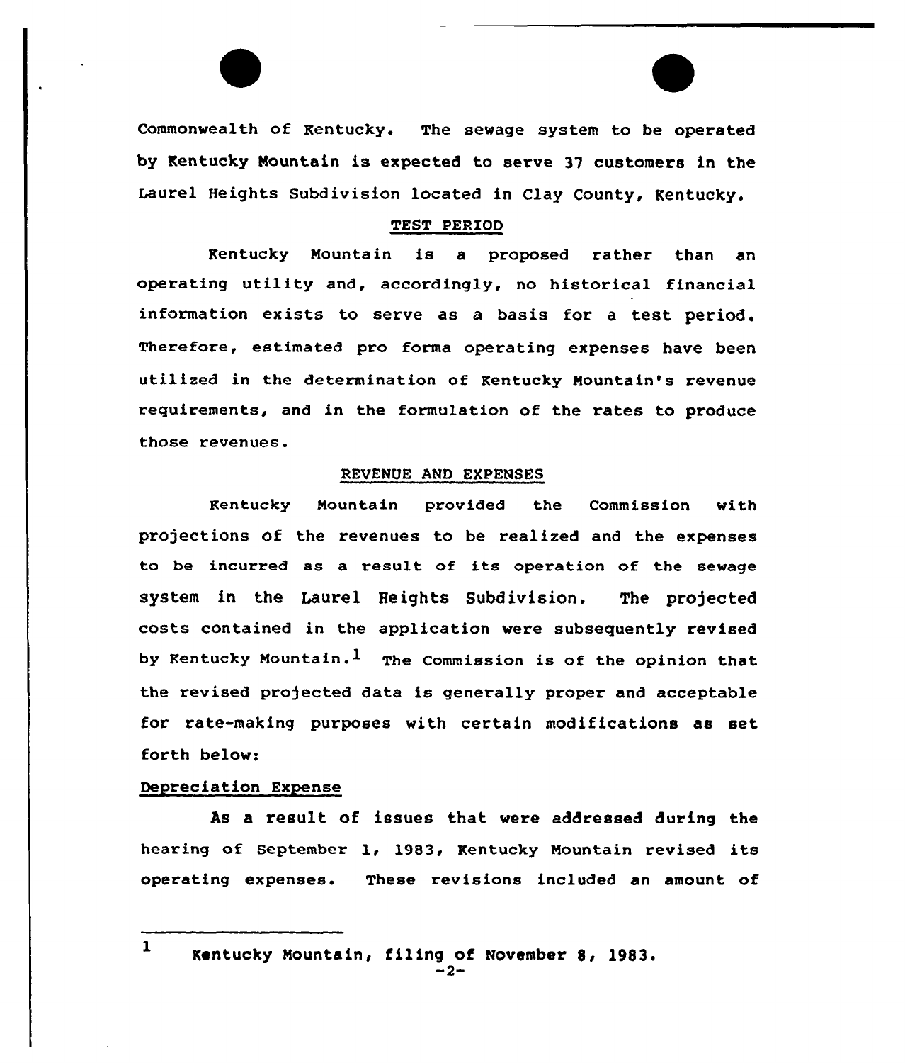Commonwealth of Kentucky. The sewage system to be operated by Kentucky Mountain is expected to serve 37 customers in the Laurel Heights Subdivision located in Clay County, Kentucky.

## TEST PERIOD

Kentucky Mountain is a proposed rather than an operating utility and, accordingly, no historical financial information exists to serve as a basis for a test period. Therefore, estimated pro forma operating expenses have been utilized in the determination of Kentucky Mountain's revenue requirements, and in the formulation of the rates to produce those revenues.

## REVENUE AND EXPENSES

Kentucky Mountain provided the Commission with projections of the revenues to be realized and the expenses to be incurred as a result of its operation of the sewage system in the Laurel Heights Subdivision. The projected costs contained in the application were subsequently revised by Kentucky Mountain.[1] The Commission is of the opinion that the revised projected data is generally proper and acceptable for rate-making purposes with certain modifications as set forth below:

### Depreciation Expense

As a result of issues that were addressed during the hearing of September 1, 1983, Kentucky Mountain revised its operating expenses. These revisions included an amount of

---

[1] Kentucky Mountain, filing of November 8, 1983.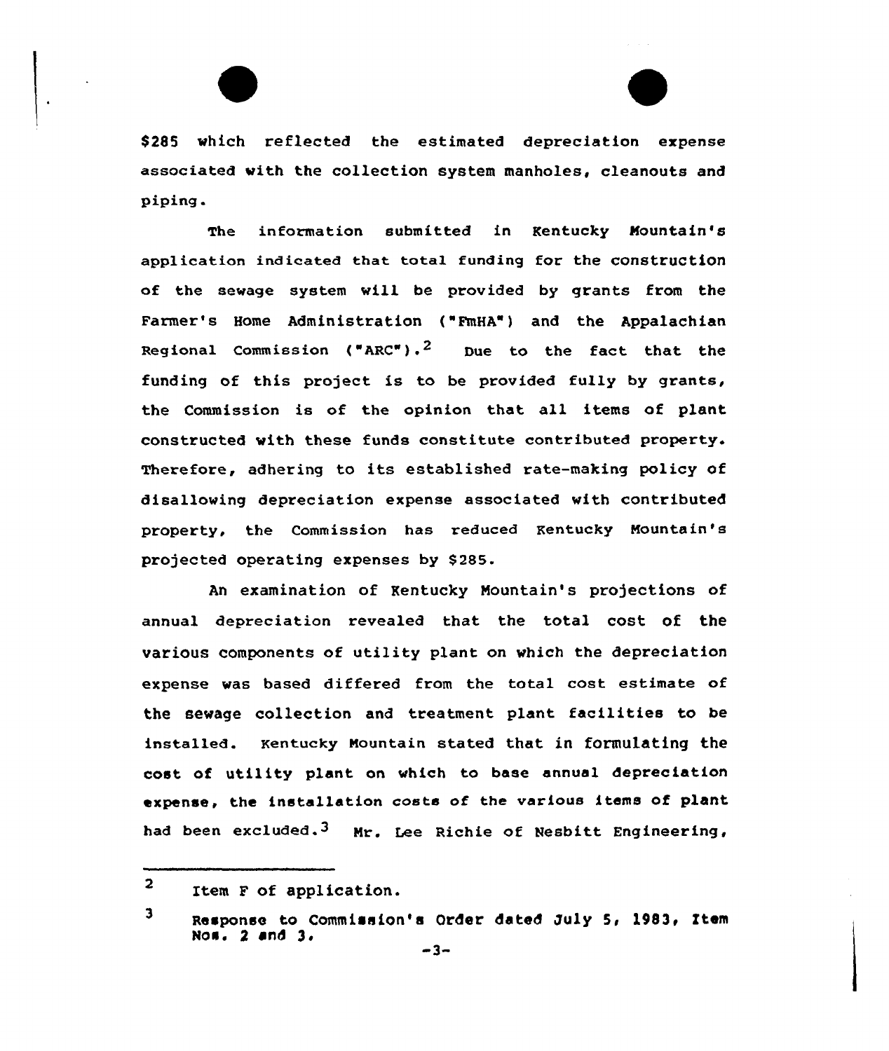$285 which reflected the estimated depreciation expense associated with the collection system manholes, cleanouts and piping.

The information submitted in Kentucky Mountain's application indicated that total funding for the construction of the sewage system will be provided by grants from the Farmer's Home Administration ("FmHA") and the Appalachian Regional Commission ("ARC").[2] Due to the fact that the funding of this project is to be provided fully by grants, the Commission is of the opinion that all items of plant constructed with these funds constitute contributed property. Therefore, adhering to its established rate-making policy of disallowing depreciation expense associated with contributed property, the Commission has reduced Kentucky Mountain's projected operating expenses by $285.

An examination of Kentucky Mountain's projections of annual depreciation revealed that the total cost of the various components of utility plant on which the depreciation expense was based differed from the total cost estimate of the sewage collection and treatment plant facilities to be installed. Kentucky Mountain stated that in formulating the cost of utility plant on which to base annual depreciation expense, the installation costs of the various items of plant had been excluded.[3] Mr. Lee Richie of Nesbitt Engineering,

---

[2] Item F of application.

[3] Response to Commission's Order dated July 5, 1983, Item Nos. 2 and 3.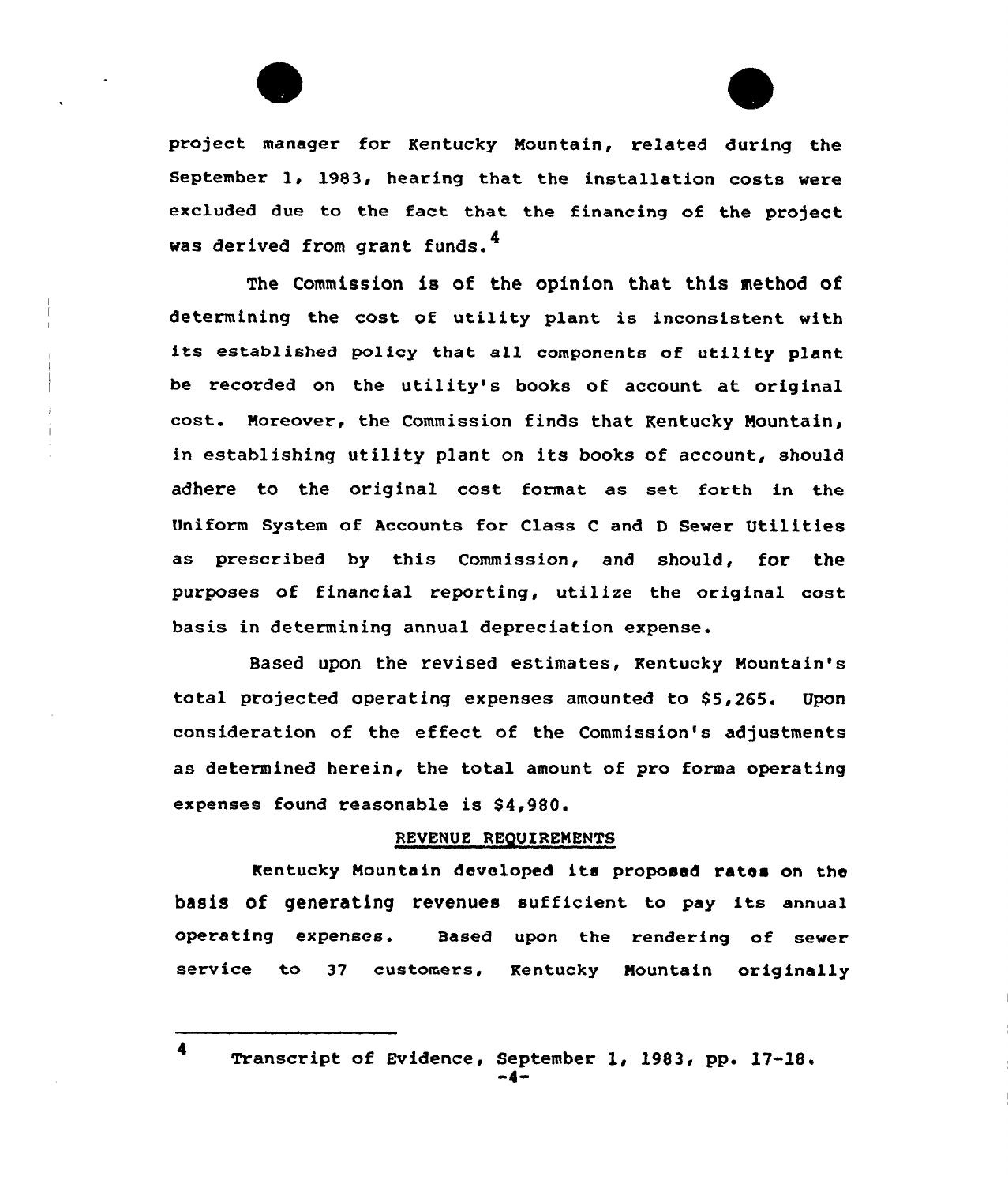project manager for Kentucky Mountain, related during the September 1, 1983, hearing that the installation costs were excluded due to the fact that the financing of the project was derived from grant funds.[4]

The Commission is of the opinion that this method of determining the cost of utility plant is inconsistent with its established policy that all components of utility plant be recorded on the utility's books of account at original cost. Moreover, the Commission finds that Kentucky Mountain, in establishing utility plant on its books of account, should adhere to the original cost format as set forth in the Uniform System of Accounts for Class C and D Sewer Utilities as prescribed by this Commission, and should, for the purposes of financial reporting, utilize the original cost basis in determining annual depreciation expense.

Based upon the revised estimates, Kentucky Mountain's total projected operating expenses amounted to $5,265. Upon consideration of the effect of the Commission's adjustments as determined herein, the total amount of pro forma operating expenses found reasonable is $4,980.

## REVENUE REQUIREMENTS

Kentucky Mountain developed its proposed rates on the basis of generating revenues sufficient to pay its annual operating expenses. Based upon the rendering of sewer service to 37 customers, Kentucky Mountain originally

---

[4] Transcript of Evidence, September 1, 1983, pp. 17-18.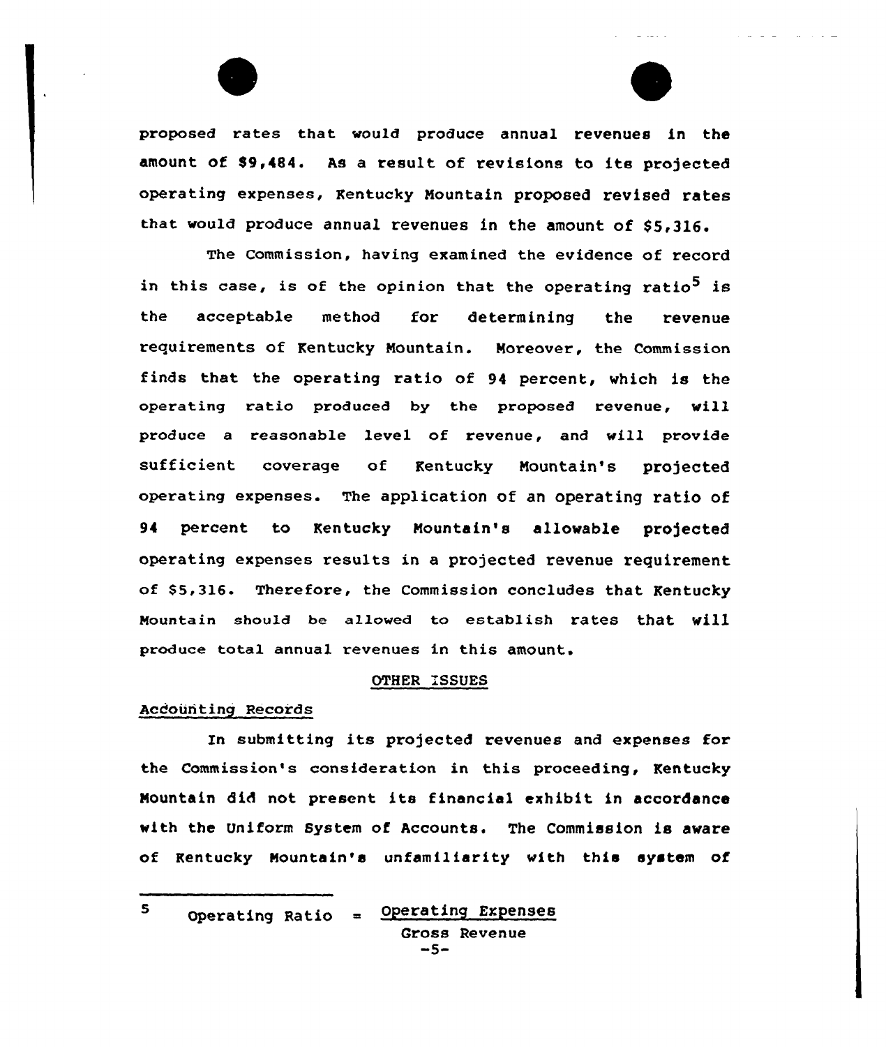proposed rates that would produce annual revenues in the amount of $9,484. As a result of revisions to its projected operating expenses, Kentucky Mountain proposed revised rates that would produce annual revenues in the amount of $5,316.

The Commission, having examined the evidence of record in this case, is of the opinion that the operating ratio[5] is the acceptable method for determining the revenue requirements of Kentucky Mountain. Moreover, the Commission finds that the operating ratio of 94 percent, which is the operating ratio produced by the proposed revenue, will produce a reasonable level of revenue, and will provide sufficient coverage of Kentucky Mountain's projected operating expenses. The application of an operating ratio of 94 percent to Kentucky Mountain's allowable projected operating expenses results in a projected revenue requirement of $5,316. Therefore, the Commission concludes that Kentucky Mountain should be allowed to establish rates that will produce total annual revenues in this amount.

## OTHER ISSUES

### Accounting Records

In submitting its projected revenues and expenses for the Commission's consideration in this proceeding, Kentucky Mountain did not present its financial exhibit in accordance with the Uniform System of Accounts. The Commission is aware of Kentucky Mountain's unfamiliarity with this system of

---

[5] $$\text{Operating Ratio} = \frac{\text{Operating Expenses}}{\text{Gross Revenue}}$$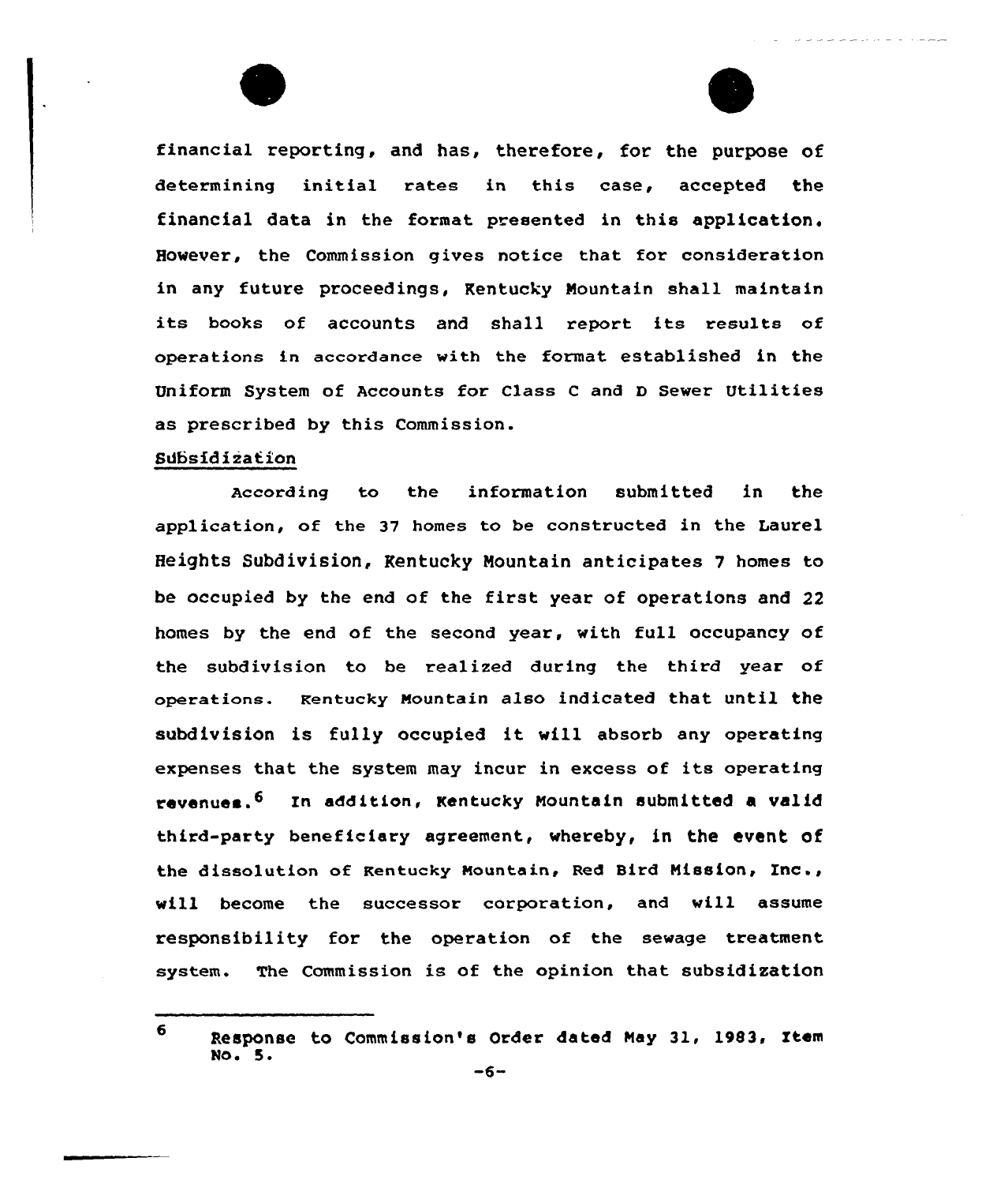financial reporting, and has, therefore, for the purpose of determining initial rates in this case, accepted the financial data in the format presented in this application. However, the Commission gives notice that for consideration in any future proceedings, Kentucky Mountain shall maintain its books of accounts and shall report its results of operations in accordance with the format established in the Uniform System of Accounts for Class C and D Sewer Utilities as prescribed by this Commission.

Subsidization

According to the information submitted in the application, of the 37 homes to be constructed in the Laurel Heights Subdivision, Kentucky Mountain anticipates 7 homes to be occupied by the end of the first year of operations and 22 homes by the end of the second year, with full occupancy of the subdivision to be realized during the third year of operations. Kentucky Mountain also indicated that until the subdivision is fully occupied it will absorb any operating expenses that the system may incur in excess of its operating revenues.[6] In addition, Kentucky Mountain submitted a valid third-party beneficiary agreement, whereby, in the event of the dissolution of Kentucky Mountain, Red Bird Mission, Inc., will become the successor corporation, and will assume responsibility for the operation of the sewage treatment system. The Commission is of the opinion that subsidization

---

6 Response to Commission's Order dated May 31, 1983, Item No. 5.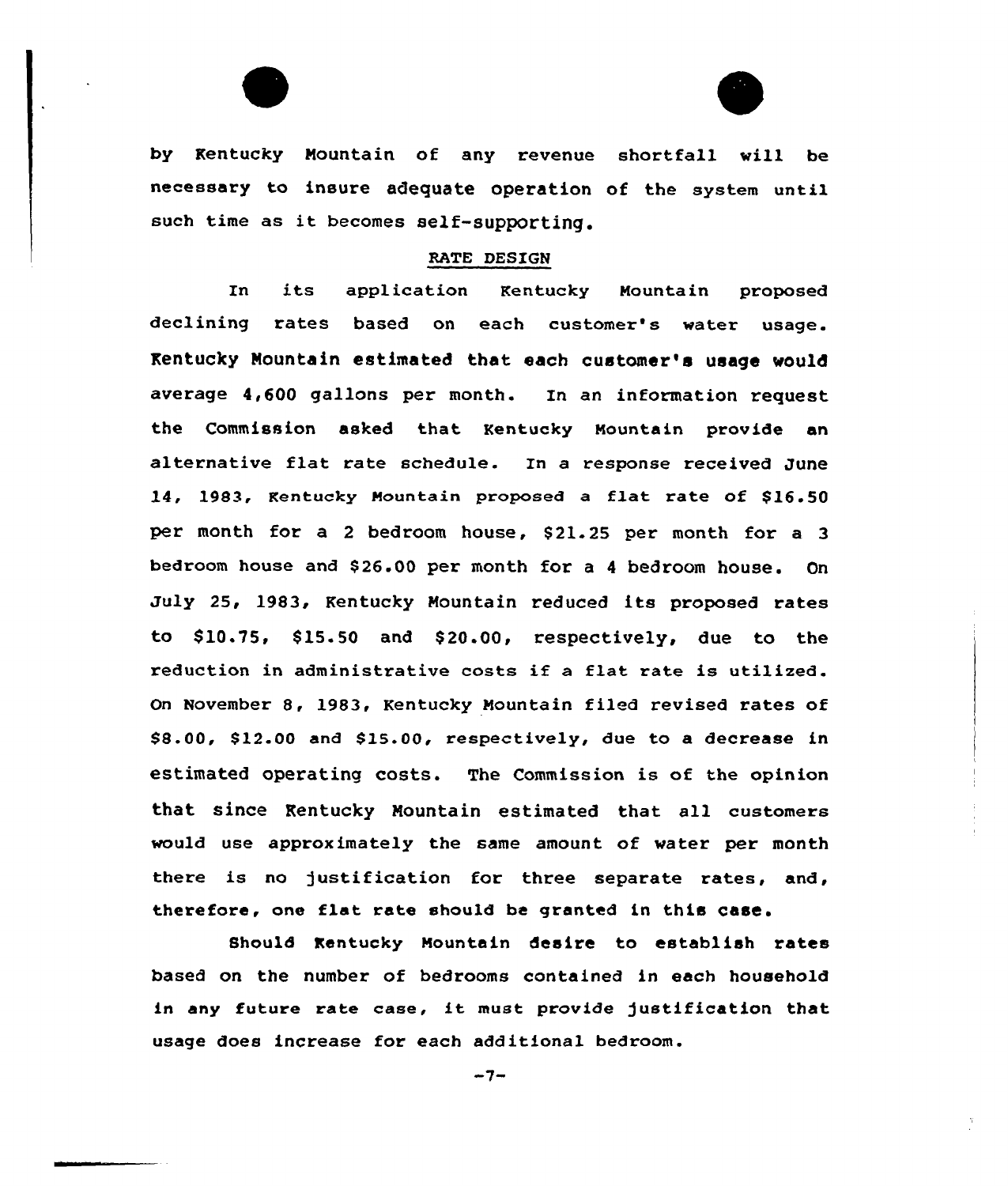by Kentucky Mountain of any revenue shortfall will be necessary to insure adequate operation of the system until such time as it becomes self-supporting.

## RATE DESIGN

In its application Kentucky Mountain proposed declining rates based on each customer's water usage. Kentucky Mountain estimated that each customer's usage would average 4,600 gallons per month. In an information request the Commission asked that Kentucky Mountain provide an alternative flat rate schedule. In a response received June 14, 1983, Kentucky Mountain proposed a flat rate of $16.50 per month for a 2 bedroom house, $21.25 per month for a 3 bedroom house and $26.00 per month for a 4 bedroom house. On July 25, 1983, Kentucky Mountain reduced its proposed rates to $10.75, $15.50 and $20.00, respectively, due to the reduction in administrative costs if a flat rate is utilized. On November 8, 1983, Kentucky Mountain filed revised rates of $8.00, $12.00 and $15.00, respectively, due to a decrease in estimated operating costs. The Commission is of the opinion that since Kentucky Mountain estimated that all customers would use approximately the same amount of water per month there is no justification for three separate rates, and, therefore, one flat rate should be granted in this case.

Should Kentucky Mountain desire to establish rates based on the number of bedrooms contained in each household in any future rate case, it must provide justification that usage does increase for each additional bedroom.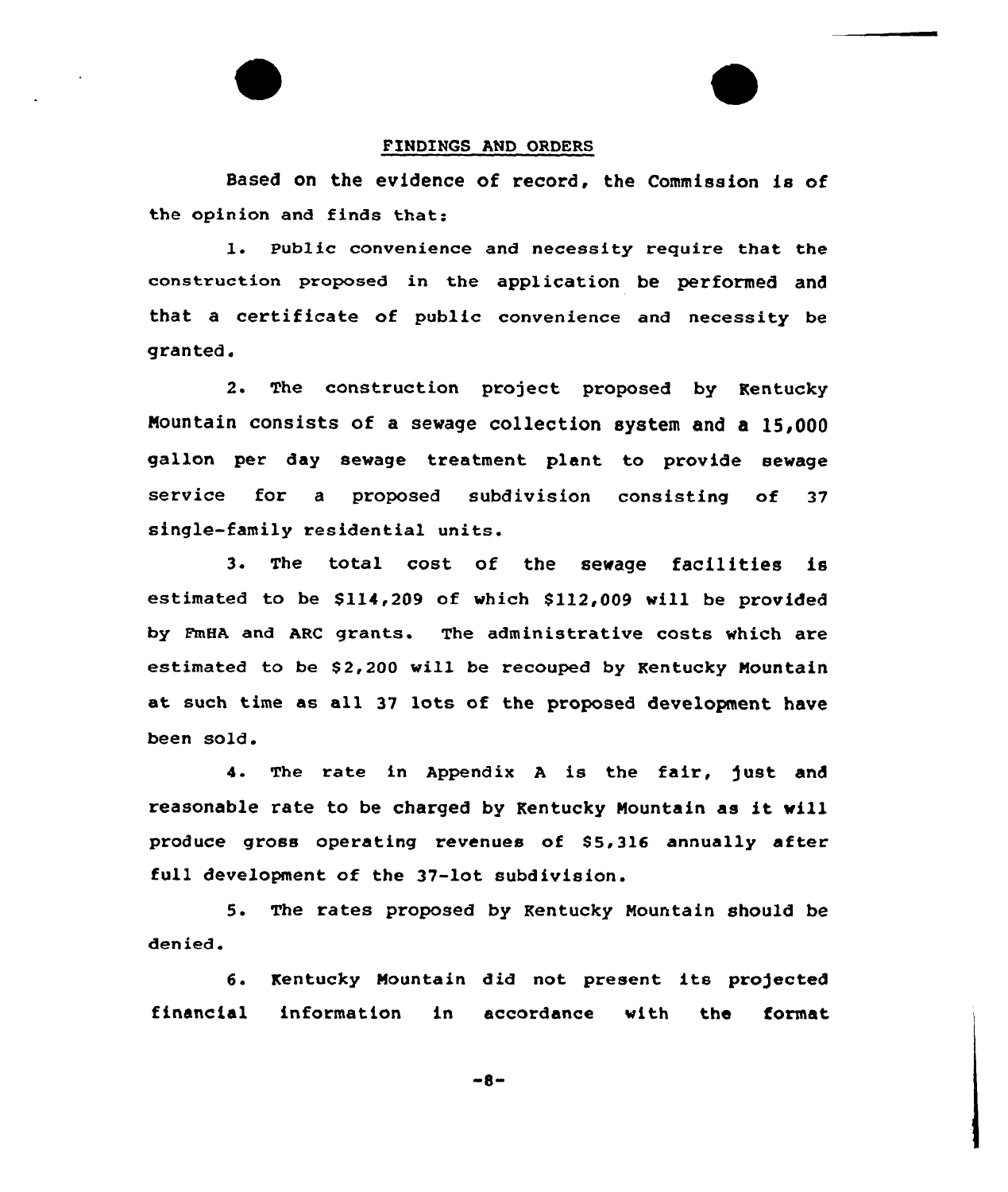## FINDINGS AND ORDERS

Based on the evidence of record, the Commission is of the opinion and finds that:

1. Public convenience and necessity require that the construction proposed in the application be performed and that a certificate of public convenience and necessity be granted.

2. The construction project proposed by Kentucky Mountain consists of a sewage collection system and a 15,000 gallon per day sewage treatment plant to provide sewage service for a proposed subdivision consisting of 37 single-family residential units.

3. The total cost of the sewage facilities is estimated to be $114,209 of which $112,009 will be provided by FmHA and ARC grants. The administrative costs which are estimated to be $2,200 will be recouped by Kentucky Mountain at such time as all 37 lots of the proposed development have been sold.

4. The rate in Appendix A is the fair, just and reasonable rate to be charged by Kentucky Mountain as it will produce gross operating revenues of $5,316 annually after full development of the 37-lot subdivision.

5. The rates proposed by Kentucky Mountain should be denied.

6. Kentucky Mountain did not present its projected financial information in accordance with the format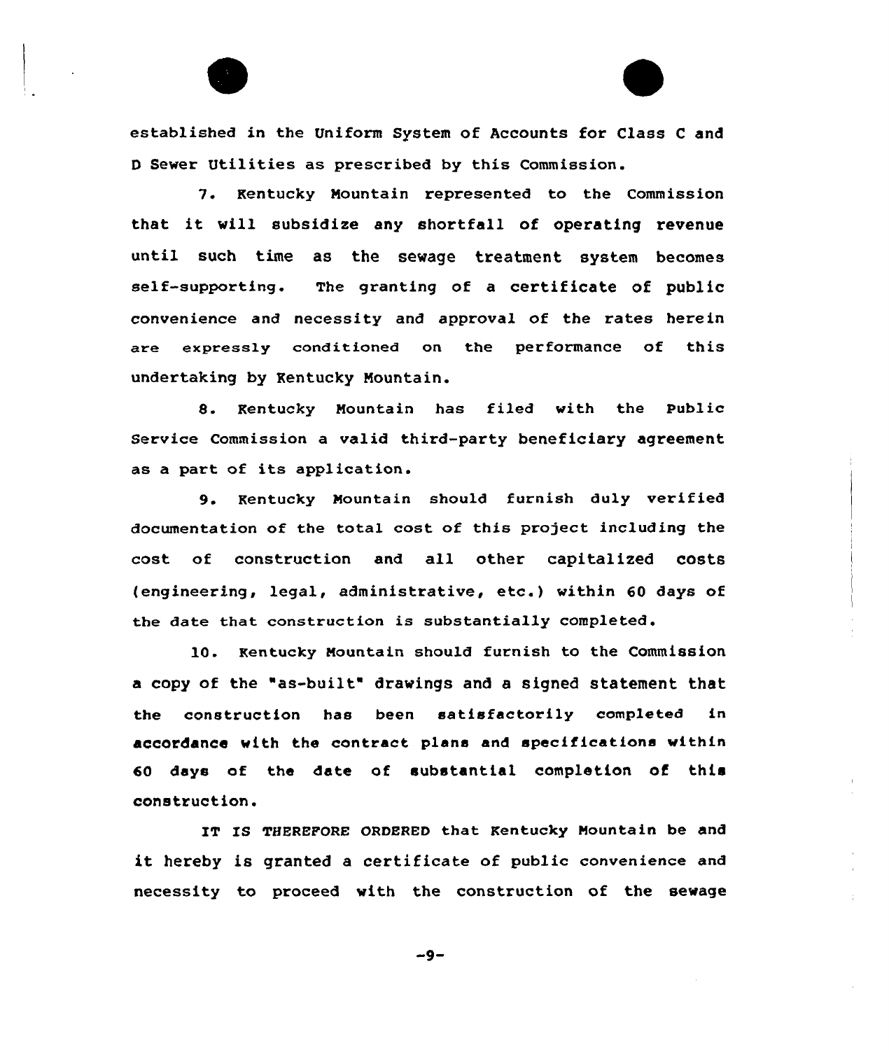established in the Uniform System of Accounts for Class C and D Sewer Utilities as prescribed by this Commission.

7. Kentucky Mountain represented to the Commission that it will subsidize any shortfall of operating revenue until such time as the sewage treatment system becomes self-supporting. The granting of a certificate of public convenience and necessity and approval of the rates herein are expressly conditioned on the performance of this undertaking by Kentucky Mountain.

8. Kentucky Mountain has filed with the Public Service Commission a valid third-party beneficiary agreement as a part of its application.

9. Kentucky Mountain should furnish duly verified documentation of the total cost of this project including the cost of construction and all other capitalized costs (engineering, legal, administrative, etc.) within 60 days of the date that construction is substantially completed.

10. Kentucky Mountain should furnish to the Commission a copy of the "as-built" drawings and a signed statement that the construction has been satisfactorily completed in accordance with the contract plans and specifications within 60 days of the date of substantial completion of this construction.

IT IS THEREFORE ORDERED that Kentucky Mountain be and it hereby is granted a certificate of public convenience and necessity to proceed with the construction of the sewage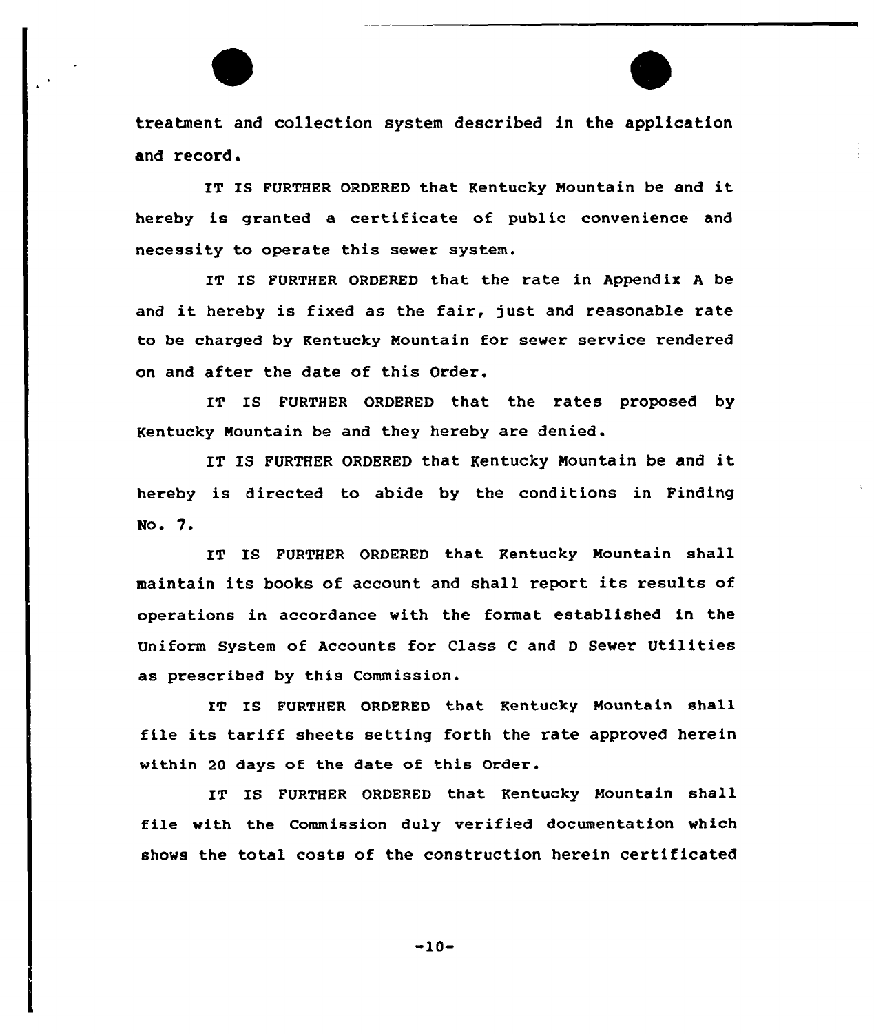treatment and collection system described in the application and record.

IT IS FURTHER ORDERED that Kentucky Mountain be and it hereby is granted a certificate of public convenience and necessity to operate this sewer system.

IT IS FURTHER ORDERED that the rate in Appendix A be and it hereby is fixed as the fair, just and reasonable rate to be charged by Kentucky Mountain for sewer service rendered on and after the date of this Order.

IT IS FURTHER ORDERED that the rates proposed by Kentucky Mountain be and they hereby are denied.

IT IS FURTHER ORDERED that Kentucky Mountain be and it hereby is directed to abide by the conditions in Finding No. 7.

IT IS FURTHER ORDERED that Kentucky Mountain shall maintain its books of account and shall report its results of operations in accordance with the format established in the Uniform System of Accounts for Class C and D Sewer Utilities as prescribed by this Commission.

IT IS FURTHER ORDERED that Kentucky Mountain shall file its tariff sheets setting forth the rate approved herein within 20 days of the date of this Order.

IT IS FURTHER ORDERED that Kentucky Mountain shall file with the Commission duly verified documentation which shows the total costs of the construction herein certificated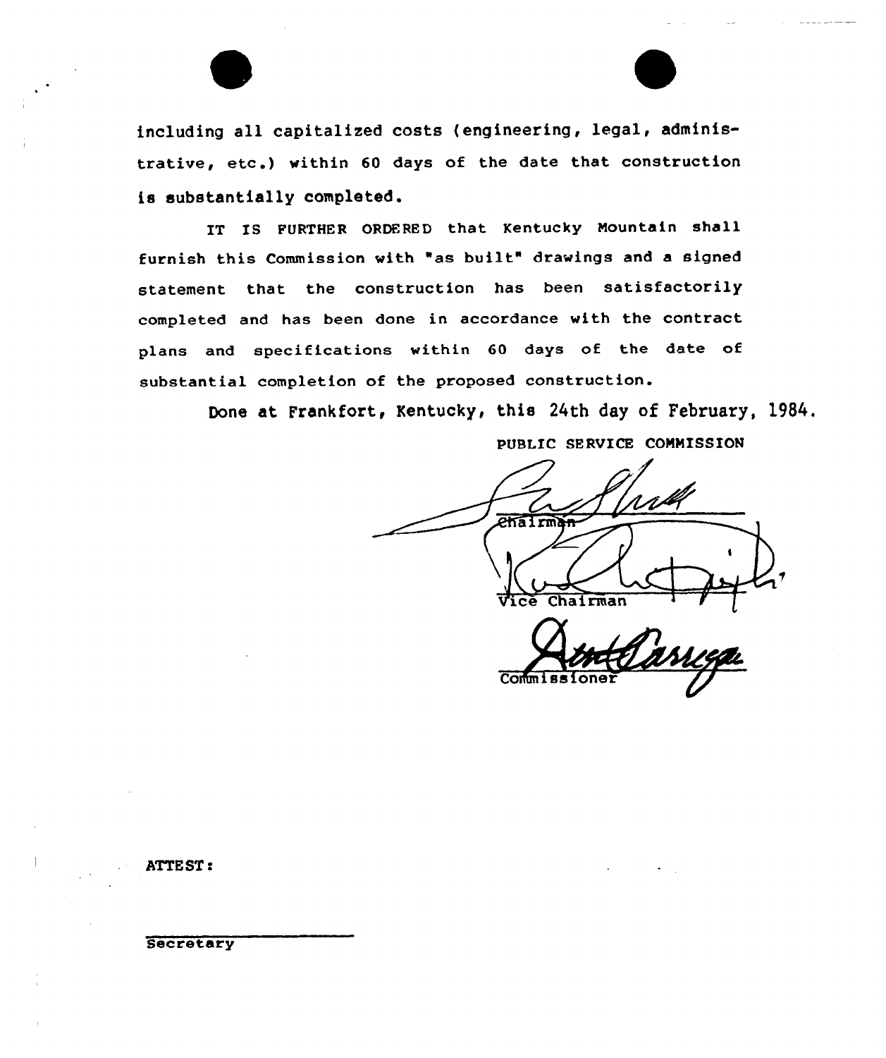including all capitalized costs (engineering, legal, administrative, etc.) within 60 days of the date that construction is substantially completed.

IT IS FURTHER ORDERED that Kentucky Mountain shall furnish this Commission with "as built" drawings and a signed statement that the construction has been satisfactorily completed and has been done in accordance with the contract plans and specifications within 60 days of the date of substantial completion of the proposed construction.

Done at Frankfort, Kentucky, this 24th day of February, 1984.

PUBLIC SERVICE COMMISSION

Chairman

Vice Chairman

Commissioner

ATTEST:

Secretary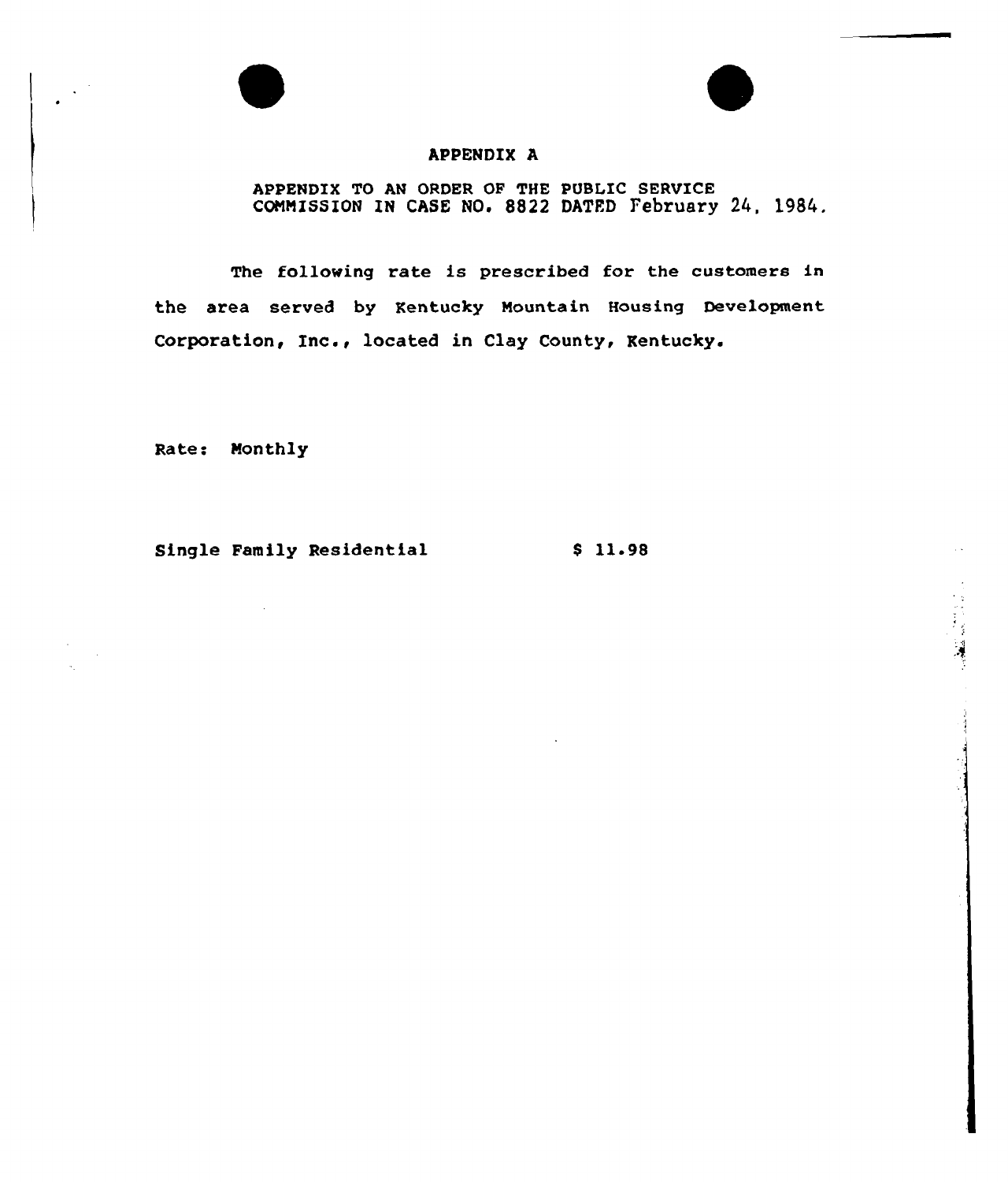# APPENDIX A

APPENDIX TO AN ORDER OF THE PUBLIC SERVICE COMMISSION IN CASE NO. 8822 DATED February 24, 1984.

The following rate is prescribed for the customers in the area served by Kentucky Mountain Housing Development Corporation, Inc., located in Clay County, Kentucky.

Rate: Monthly

| | |
|---|---|
| Single Family Residential | $ 11.98 |